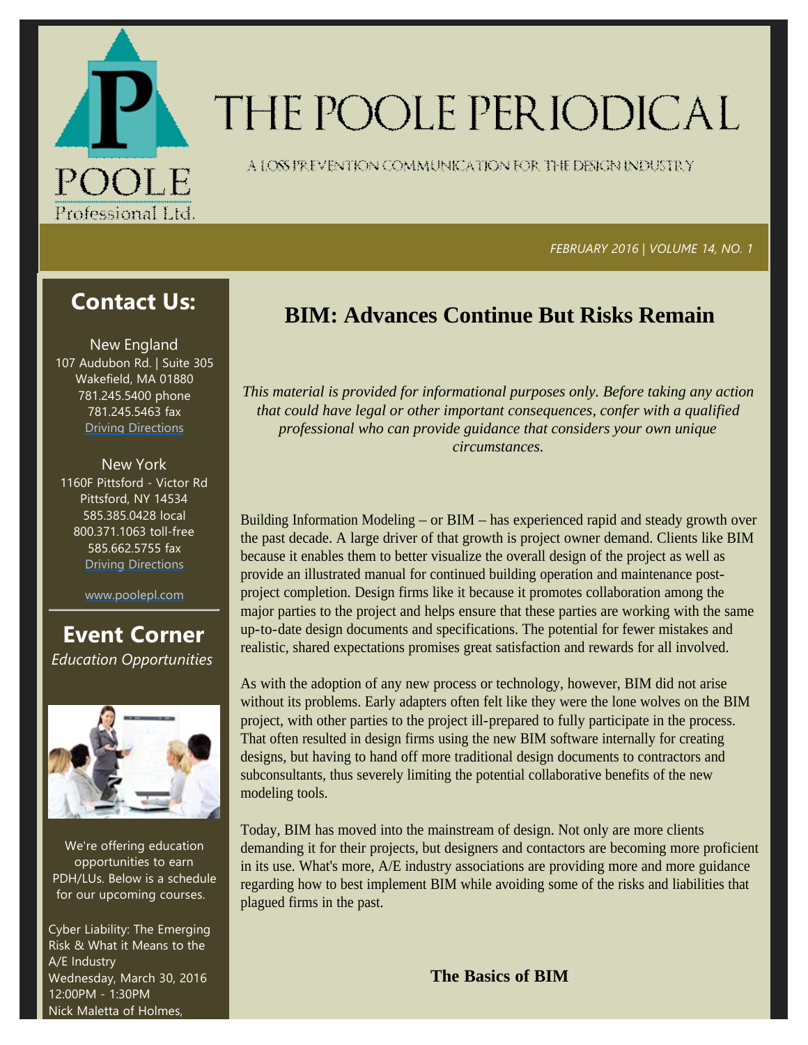# THE POOLE PERIODICAL

A LOSS PREVENTION COMMUNICATION FOR THE DESIGN INDUSTRY

*FEBRUARY 2016 | VOLUME 14, NO. 1*

## Contact Us:

New England
107 Audubon Rd. | Suite 305
Wakefield, MA 01880
781.245.5400 phone
781.245.5463 fax
Driving Directions

New York
1160F Pittsford - Victor Rd
Pittsford, NY 14534
585.385.0428 local
800.371.1063 toll-free
585.662.5755 fax
Driving Directions

www.poolepl.com

## Event Corner

*Education Opportunities*

We're offering education opportunities to earn PDH/LUs. Below is a schedule for our upcoming courses.

Cyber Liability: The Emerging Risk & What it Means to the A/E Industry
Wednesday, March 30, 2016
12:00PM - 1:30PM
Nick Maletta of Holmes,

# BIM: Advances Continue But Risks Remain

*This material is provided for informational purposes only. Before taking any action that could have legal or other important consequences, confer with a qualified professional who can provide guidance that considers your own unique circumstances.*

Building Information Modeling – or BIM – has experienced rapid and steady growth over the past decade. A large driver of that growth is project owner demand. Clients like BIM because it enables them to better visualize the overall design of the project as well as provide an illustrated manual for continued building operation and maintenance post-project completion. Design firms like it because it promotes collaboration among the major parties to the project and helps ensure that these parties are working with the same up-to-date design documents and specifications. The potential for fewer mistakes and realistic, shared expectations promises great satisfaction and rewards for all involved.

As with the adoption of any new process or technology, however, BIM did not arise without its problems. Early adapters often felt like they were the lone wolves on the BIM project, with other parties to the project ill-prepared to fully participate in the process. That often resulted in design firms using the new BIM software internally for creating designs, but having to hand off more traditional design documents to contractors and subconsultants, thus severely limiting the potential collaborative benefits of the new modeling tools.

Today, BIM has moved into the mainstream of design. Not only are more clients demanding it for their projects, but designers and contactors are becoming more proficient in its use. What's more, A/E industry associations are providing more and more guidance regarding how to best implement BIM while avoiding some of the risks and liabilities that plagued firms in the past.

### The Basics of BIM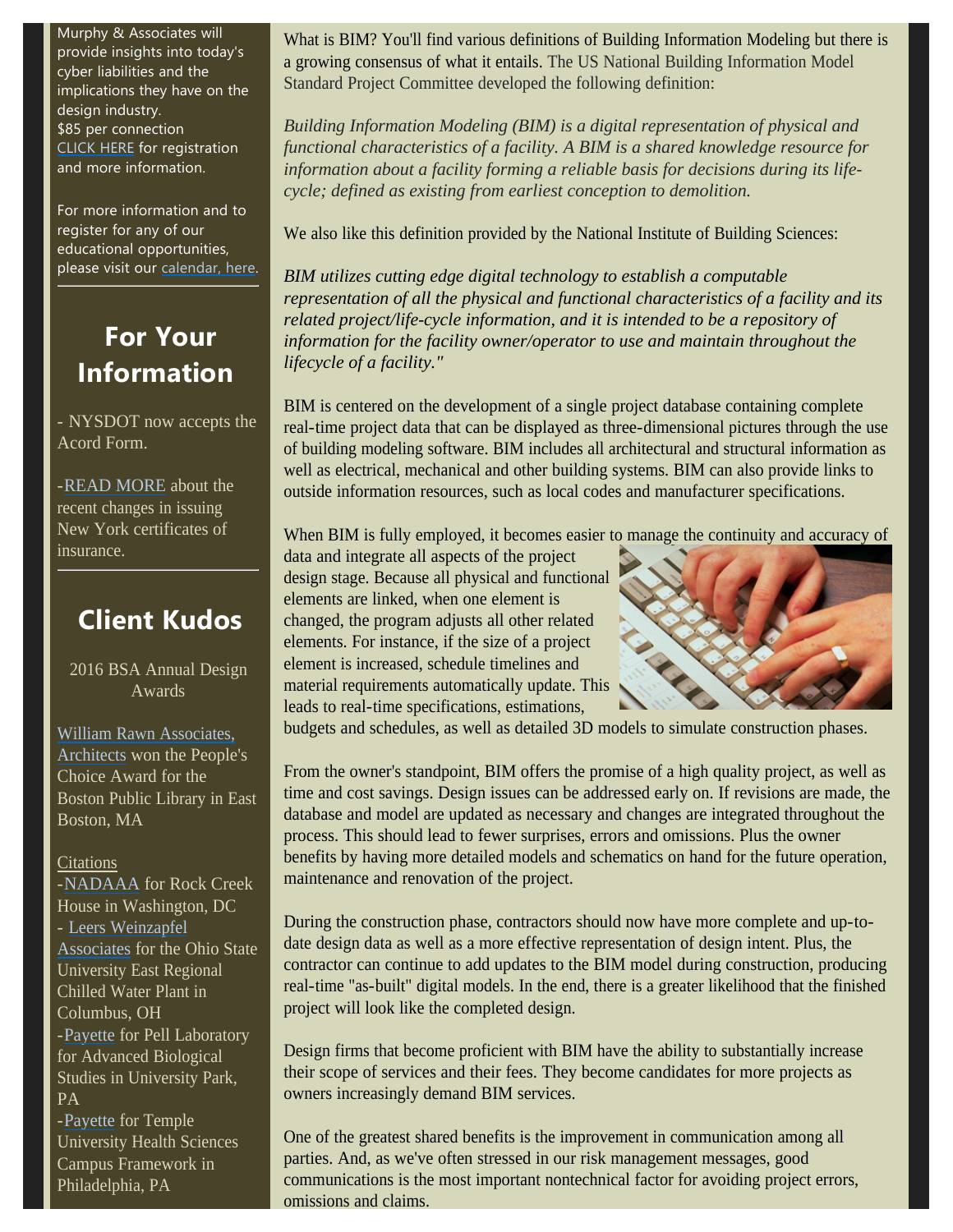Murphy & Associates will provide insights into today's cyber liabilities and the implications they have on the design industry.
$85 per connection
[CLICK HERE](#) for registration and more information.

For more information and to register for any of our educational opportunities, please visit our [calendar, here](#).

## For Your Information

- NYSDOT now accepts the Acord Form.

-[READ MORE](#) about the recent changes in issuing New York certificates of insurance.

## Client Kudos

2016 BSA Annual Design Awards

[William Rawn Associates, Architects](#) won the People's Choice Award for the Boston Public Library in East Boston, MA

[Citations](#)
-[NADAAA](#) for Rock Creek House in Washington, DC
- [Leers Weinzapfel Associates](#) for the Ohio State University East Regional Chilled Water Plant in Columbus, OH
-[Payette](#) for Pell Laboratory for Advanced Biological Studies in University Park, PA
-[Payette](#) for Temple University Health Sciences Campus Framework in Philadelphia, PA

What is BIM? You'll find various definitions of Building Information Modeling but there is a growing consensus of what it entails. The US National Building Information Model Standard Project Committee developed the following definition:

*Building Information Modeling (BIM) is a digital representation of physical and functional characteristics of a facility. A BIM is a shared knowledge resource for information about a facility forming a reliable basis for decisions during its life-cycle; defined as existing from earliest conception to demolition.*

We also like this definition provided by the National Institute of Building Sciences:

*BIM utilizes cutting edge digital technology to establish a computable representation of all the physical and functional characteristics of a facility and its related project/life-cycle information, and it is intended to be a repository of information for the facility owner/operator to use and maintain throughout the lifecycle of a facility."*

BIM is centered on the development of a single project database containing complete real-time project data that can be displayed as three-dimensional pictures through the use of building modeling software. BIM includes all architectural and structural information as well as electrical, mechanical and other building systems. BIM can also provide links to outside information resources, such as local codes and manufacturer specifications.

When BIM is fully employed, it becomes easier to manage the continuity and accuracy of data and integrate all aspects of the project design stage. Because all physical and functional elements are linked, when one element is changed, the program adjusts all other related elements. For instance, if the size of a project element is increased, schedule timelines and material requirements automatically update. This leads to real-time specifications, estimations, budgets and schedules, as well as detailed 3D models to simulate construction phases.

From the owner's standpoint, BIM offers the promise of a high quality project, as well as time and cost savings. Design issues can be addressed early on. If revisions are made, the database and model are updated as necessary and changes are integrated throughout the process. This should lead to fewer surprises, errors and omissions. Plus the owner benefits by having more detailed models and schematics on hand for the future operation, maintenance and renovation of the project.

During the construction phase, contractors should now have more complete and up-to-date design data as well as a more effective representation of design intent. Plus, the contractor can continue to add updates to the BIM model during construction, producing real-time "as-built" digital models. In the end, there is a greater likelihood that the finished project will look like the completed design.

Design firms that become proficient with BIM have the ability to substantially increase their scope of services and their fees. They become candidates for more projects as owners increasingly demand BIM services.

One of the greatest shared benefits is the improvement in communication among all parties. And, as we've often stressed in our risk management messages, good communications is the most important nontechnical factor for avoiding project errors, omissions and claims.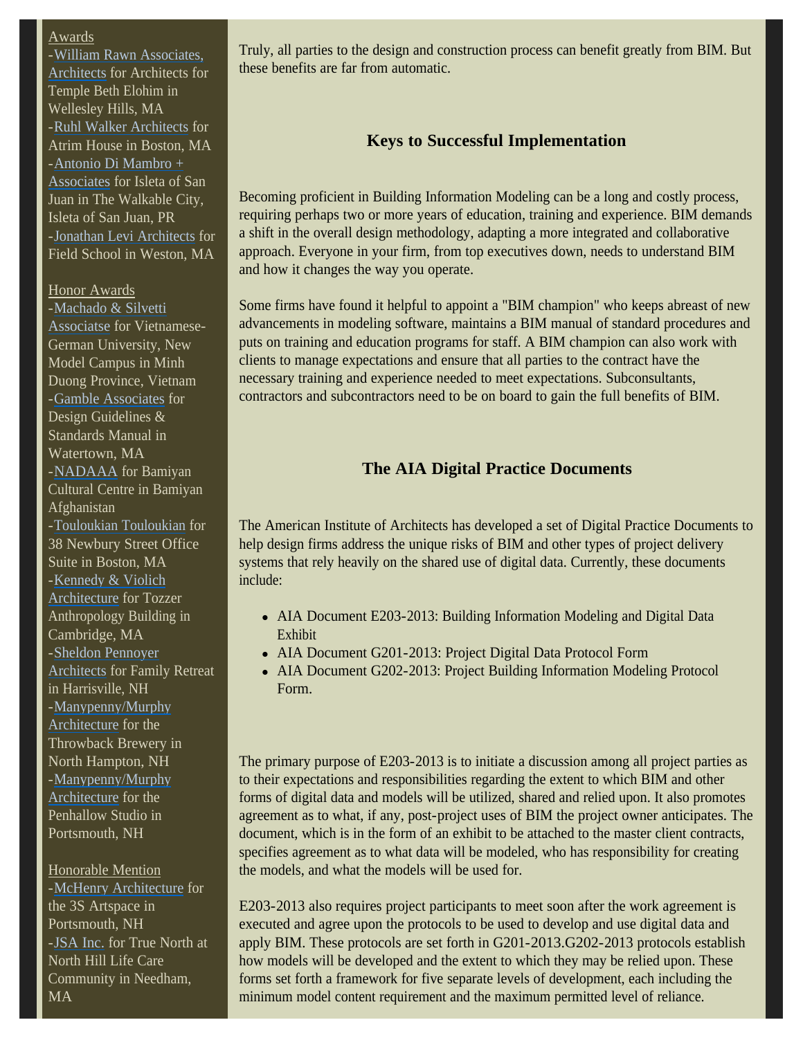Awards

- William Rawn Associates, Architects for Architects for Temple Beth Elohim in Wellesley Hills, MA
- Ruhl Walker Architects for Atrim House in Boston, MA
- Antonio Di Mambro + Associates for Isleta of San Juan in The Walkable City, Isleta of San Juan, PR
- Jonathan Levi Architects for Field School in Weston, MA

Honor Awards

- Machado & Silvetti Associatse for Vietnamese-German University, New Model Campus in Minh Duong Province, Vietnam
- Gamble Associates for Design Guidelines & Standards Manual in Watertown, MA
- NADAAA for Bamiyan Cultural Centre in Bamiyan Afghanistan
- Touloukian Touloukian for 38 Newbury Street Office Suite in Boston, MA
- Kennedy & Violich Architecture for Tozzer Anthropology Building in Cambridge, MA
- Sheldon Pennoyer Architects for Family Retreat in Harrisville, NH
- Manypenny/Murphy Architecture for the Throwback Brewery in North Hampton, NH
- Manypenny/Murphy Architecture for the Penhallow Studio in Portsmouth, NH

Honorable Mention

- McHenry Architecture for the 3S Artspace in Portsmouth, NH
- JSA Inc. for True North at North Hill Life Care Community in Needham, MA

Truly, all parties to the design and construction process can benefit greatly from BIM. But these benefits are far from automatic.

### Keys to Successful Implementation

Becoming proficient in Building Information Modeling can be a long and costly process, requiring perhaps two or more years of education, training and experience. BIM demands a shift in the overall design methodology, adapting a more integrated and collaborative approach. Everyone in your firm, from top executives down, needs to understand BIM and how it changes the way you operate.

Some firms have found it helpful to appoint a "BIM champion" who keeps abreast of new advancements in modeling software, maintains a BIM manual of standard procedures and puts on training and education programs for staff. A BIM champion can also work with clients to manage expectations and ensure that all parties to the contract have the necessary training and experience needed to meet expectations. Subconsultants, contractors and subcontractors need to be on board to gain the full benefits of BIM.

### The AIA Digital Practice Documents

The American Institute of Architects has developed a set of Digital Practice Documents to help design firms address the unique risks of BIM and other types of project delivery systems that rely heavily on the shared use of digital data. Currently, these documents include:

- AIA Document E203-2013: Building Information Modeling and Digital Data Exhibit
- AIA Document G201-2013: Project Digital Data Protocol Form
- AIA Document G202-2013: Project Building Information Modeling Protocol Form.

The primary purpose of E203-2013 is to initiate a discussion among all project parties as to their expectations and responsibilities regarding the extent to which BIM and other forms of digital data and models will be utilized, shared and relied upon. It also promotes agreement as to what, if any, post-project uses of BIM the project owner anticipates. The document, which is in the form of an exhibit to be attached to the master client contracts, specifies agreement as to what data will be modeled, who has responsibility for creating the models, and what the models will be used for.

E203-2013 also requires project participants to meet soon after the work agreement is executed and agree upon the protocols to be used to develop and use digital data and apply BIM. These protocols are set forth in G201-2013.G202-2013 protocols establish how models will be developed and the extent to which they may be relied upon. These forms set forth a framework for five separate levels of development, each including the minimum model content requirement and the maximum permitted level of reliance.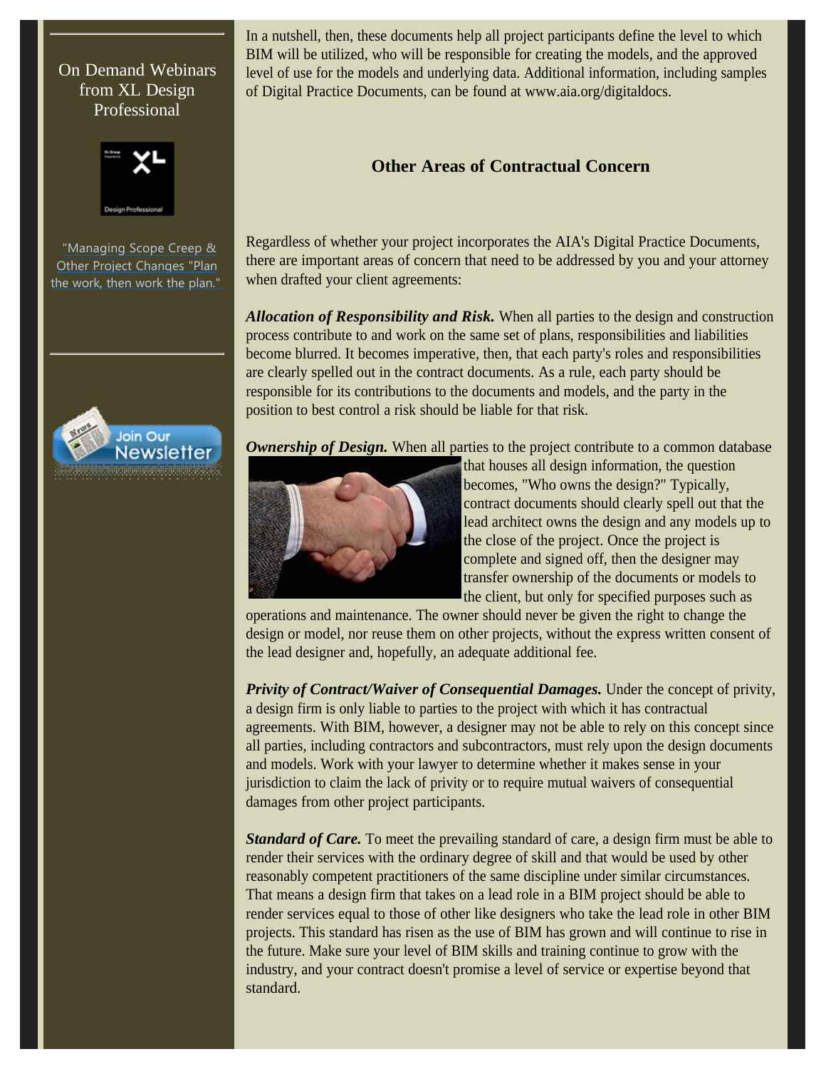On Demand Webinars from XL Design Professional

"Managing Scope Creep & Other Project Changes "Plan the work, then work the plan."

In a nutshell, then, these documents help all project participants define the level to which BIM will be utilized, who will be responsible for creating the models, and the approved level of use for the models and underlying data. Additional information, including samples of Digital Practice Documents, can be found at www.aia.org/digitaldocs.

## Other Areas of Contractual Concern

Regardless of whether your project incorporates the AIA's Digital Practice Documents, there are important areas of concern that need to be addressed by you and your attorney when drafted your client agreements:

***Allocation of Responsibility and Risk.*** When all parties to the design and construction process contribute to and work on the same set of plans, responsibilities and liabilities become blurred. It becomes imperative, then, that each party's roles and responsibilities are clearly spelled out in the contract documents. As a rule, each party should be responsible for its contributions to the documents and models, and the party in the position to best control a risk should be liable for that risk.

***Ownership of Design.*** When all parties to the project contribute to a common database that houses all design information, the question becomes, "Who owns the design?" Typically, contract documents should clearly spell out that the lead architect owns the design and any models up to the close of the project. Once the project is complete and signed off, then the designer may transfer ownership of the documents or models to the client, but only for specified purposes such as operations and maintenance. The owner should never be given the right to change the design or model, nor reuse them on other projects, without the express written consent of the lead designer and, hopefully, an adequate additional fee.

***Privity of Contract/Waiver of Consequential Damages.*** Under the concept of privity, a design firm is only liable to parties to the project with which it has contractual agreements. With BIM, however, a designer may not be able to rely on this concept since all parties, including contractors and subcontractors, must rely upon the design documents and models. Work with your lawyer to determine whether it makes sense in your jurisdiction to claim the lack of privity or to require mutual waivers of consequential damages from other project participants.

***Standard of Care.*** To meet the prevailing standard of care, a design firm must be able to render their services with the ordinary degree of skill and that would be used by other reasonably competent practitioners of the same discipline under similar circumstances. That means a design firm that takes on a lead role in a BIM project should be able to render services equal to those of other like designers who take the lead role in other BIM projects. This standard has risen as the use of BIM has grown and will continue to rise in the future. Make sure your level of BIM skills and training continue to grow with the industry, and your contract doesn't promise a level of service or expertise beyond that standard.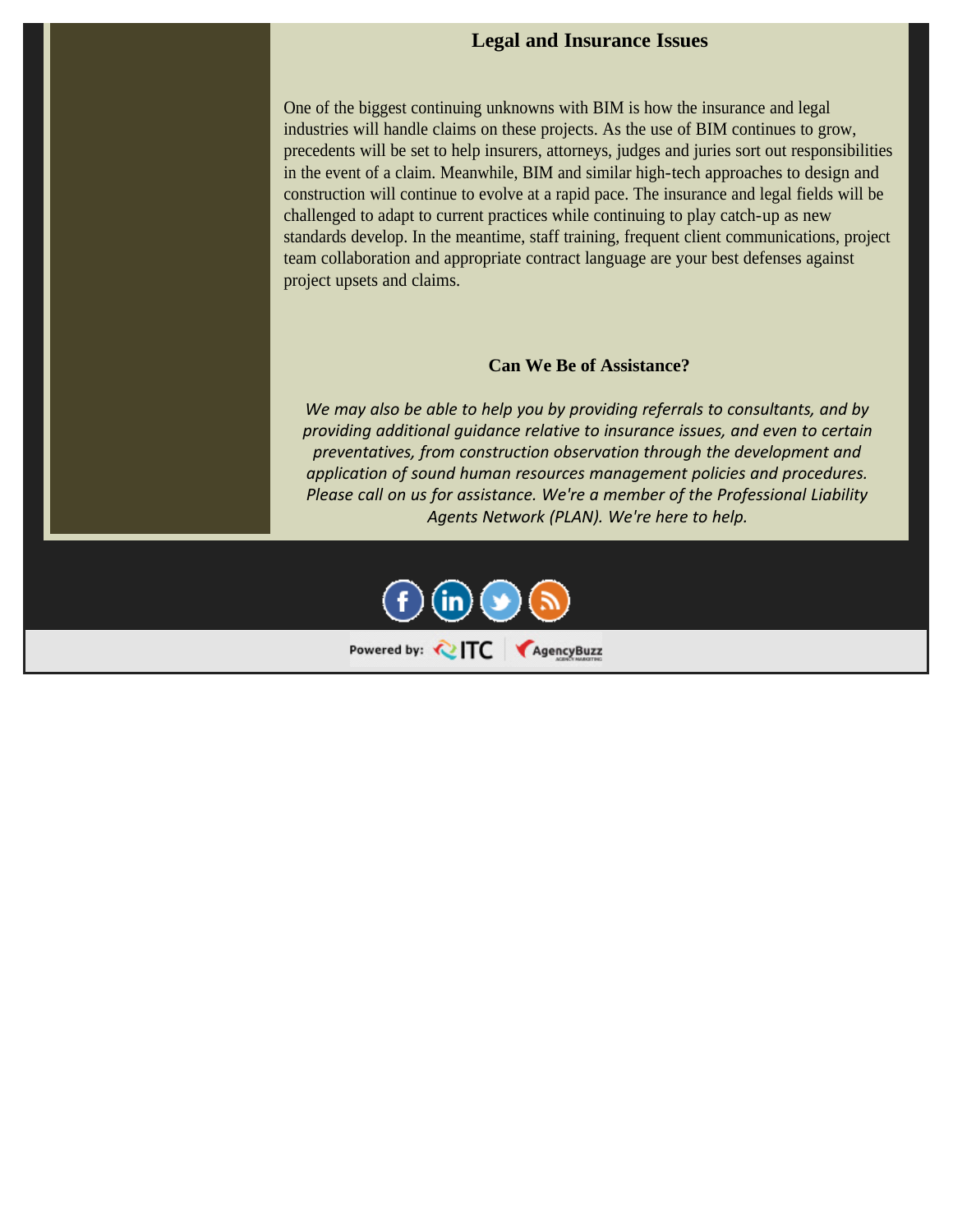## Legal and Insurance Issues

One of the biggest continuing unknowns with BIM is how the insurance and legal industries will handle claims on these projects. As the use of BIM continues to grow, precedents will be set to help insurers, attorneys, judges and juries sort out responsibilities in the event of a claim. Meanwhile, BIM and similar high-tech approaches to design and construction will continue to evolve at a rapid pace. The insurance and legal fields will be challenged to adapt to current practices while continuing to play catch-up as new standards develop. In the meantime, staff training, frequent client communications, project team collaboration and appropriate contract language are your best defenses against project upsets and claims.

## Can We Be of Assistance?

*We may also be able to help you by providing referrals to consultants, and by providing additional guidance relative to insurance issues, and even to certain preventatives, from construction observation through the development and application of sound human resources management policies and procedures. Please call on us for assistance. We're a member of the Professional Liability Agents Network (PLAN). We're here to help.*

Powered by: ITC | AgencyBuzz